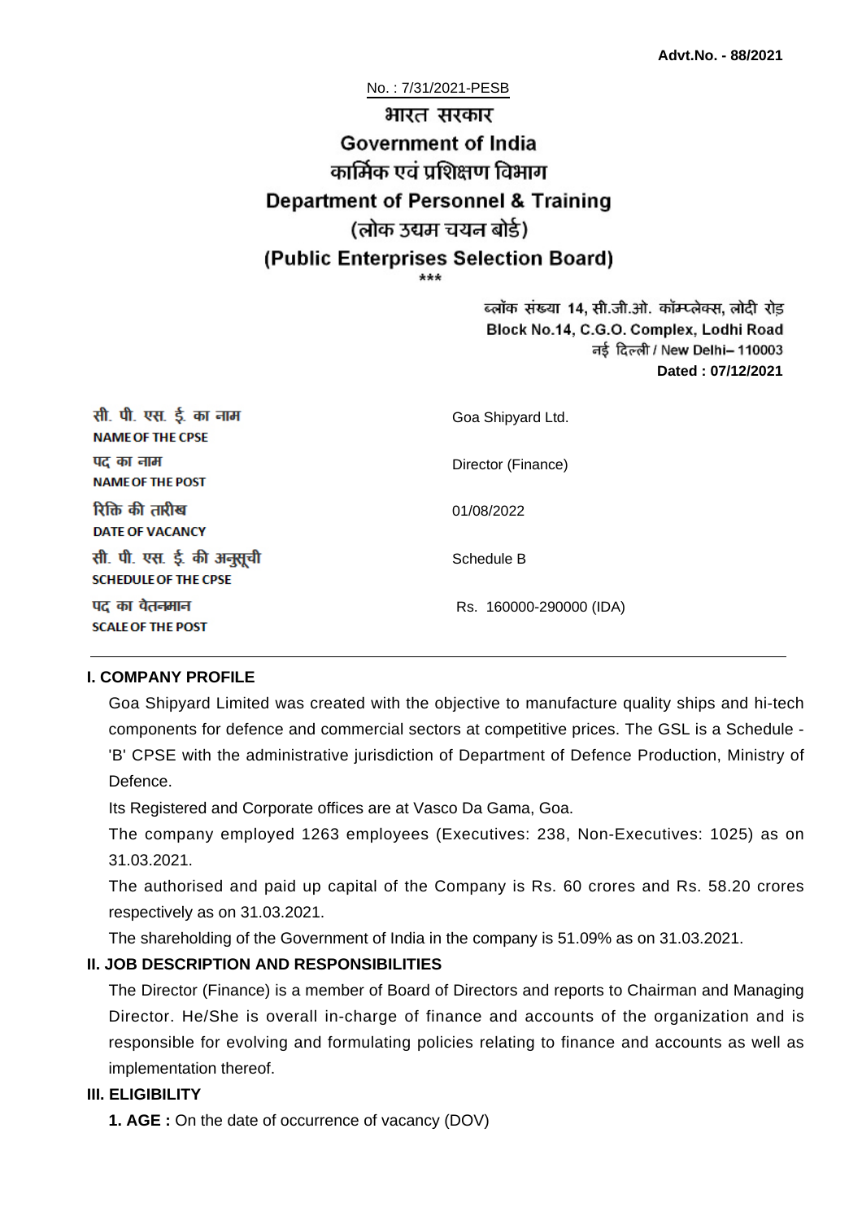**Advt.No. - 88/2021**

No. : 7/31/2021-PESB

# भारत सरकार
# Government of India
## कार्मिक एवं प्रशिक्षण विभाग
## Department of Personnel & Training
## (लोक उद्यम चयन बोर्ड)
## (Public Enterprises Selection Board)

\*\*\*

ब्लॉक संख्या 14, सी.जी.ओ. कॉम्प्लेक्स, लोदी रोड़
Block No.14, C.G.O. Complex, Lodhi Road
नई दिल्ली / New Delhi– 110003
**Dated : 07/12/2021**

| | |
|---|---|
| सी. पी. एस. ई. का नाम<br>**NAME OF THE CPSE** | Goa Shipyard Ltd. |
| पद का नाम<br>**NAME OF THE POST** | Director (Finance) |
| रिक्ति की तारीख<br>**DATE OF VACANCY** | 01/08/2022 |
| सी. पी. एस. ई. की अनुसूची<br>**SCHEDULE OF THE CPSE** | Schedule B |
| पद का वेतनमान<br>**SCALE OF THE POST** | Rs. 160000-290000 (IDA) |

### I. COMPANY PROFILE

Goa Shipyard Limited was created with the objective to manufacture quality ships and hi-tech components for defence and commercial sectors at competitive prices. The GSL is a Schedule - 'B' CPSE with the administrative jurisdiction of Department of Defence Production, Ministry of Defence.

Its Registered and Corporate offices are at Vasco Da Gama, Goa.

The company employed 1263 employees (Executives: 238, Non-Executives: 1025) as on 31.03.2021.

The authorised and paid up capital of the Company is Rs. 60 crores and Rs. 58.20 crores respectively as on 31.03.2021.

The shareholding of the Government of India in the company is 51.09% as on 31.03.2021.

### II. JOB DESCRIPTION AND RESPONSIBILITIES

The Director (Finance) is a member of Board of Directors and reports to Chairman and Managing Director. He/She is overall in-charge of finance and accounts of the organization and is responsible for evolving and formulating policies relating to finance and accounts as well as implementation thereof.

### III. ELIGIBILITY

**1. AGE :** On the date of occurrence of vacancy (DOV)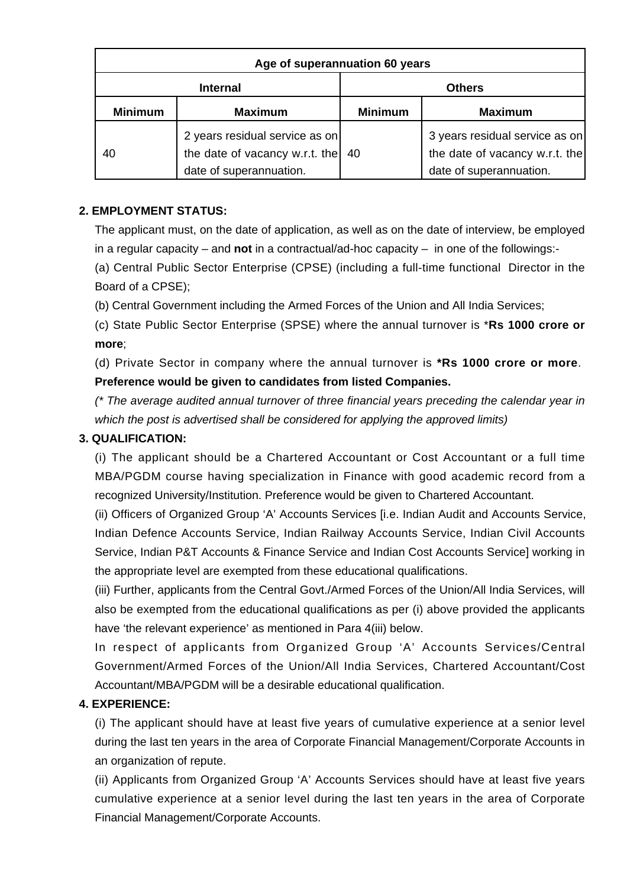| Age of superannuation 60 years | | | |
|---|---|---|---|
| **Internal** | | **Others** | |
| **Minimum** | **Maximum** | **Minimum** | **Maximum** |
| 40 | 2 years residual service as on the date of vacancy w.r.t. the date of superannuation. | 40 | 3 years residual service as on the date of vacancy w.r.t. the date of superannuation. |

**2. EMPLOYMENT STATUS:**

The applicant must, on the date of application, as well as on the date of interview, be employed in a regular capacity – and **not** in a contractual/ad-hoc capacity – in one of the followings:-

(a) Central Public Sector Enterprise (CPSE) (including a full-time functional Director in the Board of a CPSE);

(b) Central Government including the Armed Forces of the Union and All India Services;

(c) State Public Sector Enterprise (SPSE) where the annual turnover is ***Rs 1000 crore or more**;

(d) Private Sector in company where the annual turnover is ***Rs 1000 crore or more**. **Preference would be given to candidates from listed Companies.**

*(* The average audited annual turnover of three financial years preceding the calendar year in which the post is advertised shall be considered for applying the approved limits)*

**3. QUALIFICATION:**

(i) The applicant should be a Chartered Accountant or Cost Accountant or a full time MBA/PGDM course having specialization in Finance with good academic record from a recognized University/Institution. Preference would be given to Chartered Accountant.

(ii) Officers of Organized Group 'A' Accounts Services [i.e. Indian Audit and Accounts Service, Indian Defence Accounts Service, Indian Railway Accounts Service, Indian Civil Accounts Service, Indian P&T Accounts & Finance Service and Indian Cost Accounts Service] working in the appropriate level are exempted from these educational qualifications.

(iii) Further, applicants from the Central Govt./Armed Forces of the Union/All India Services, will also be exempted from the educational qualifications as per (i) above provided the applicants have 'the relevant experience' as mentioned in Para 4(iii) below.

In respect of applicants from Organized Group 'A' Accounts Services/Central Government/Armed Forces of the Union/All India Services, Chartered Accountant/Cost Accountant/MBA/PGDM will be a desirable educational qualification.

**4. EXPERIENCE:**

(i) The applicant should have at least five years of cumulative experience at a senior level during the last ten years in the area of Corporate Financial Management/Corporate Accounts in an organization of repute.

(ii) Applicants from Organized Group 'A' Accounts Services should have at least five years cumulative experience at a senior level during the last ten years in the area of Corporate Financial Management/Corporate Accounts.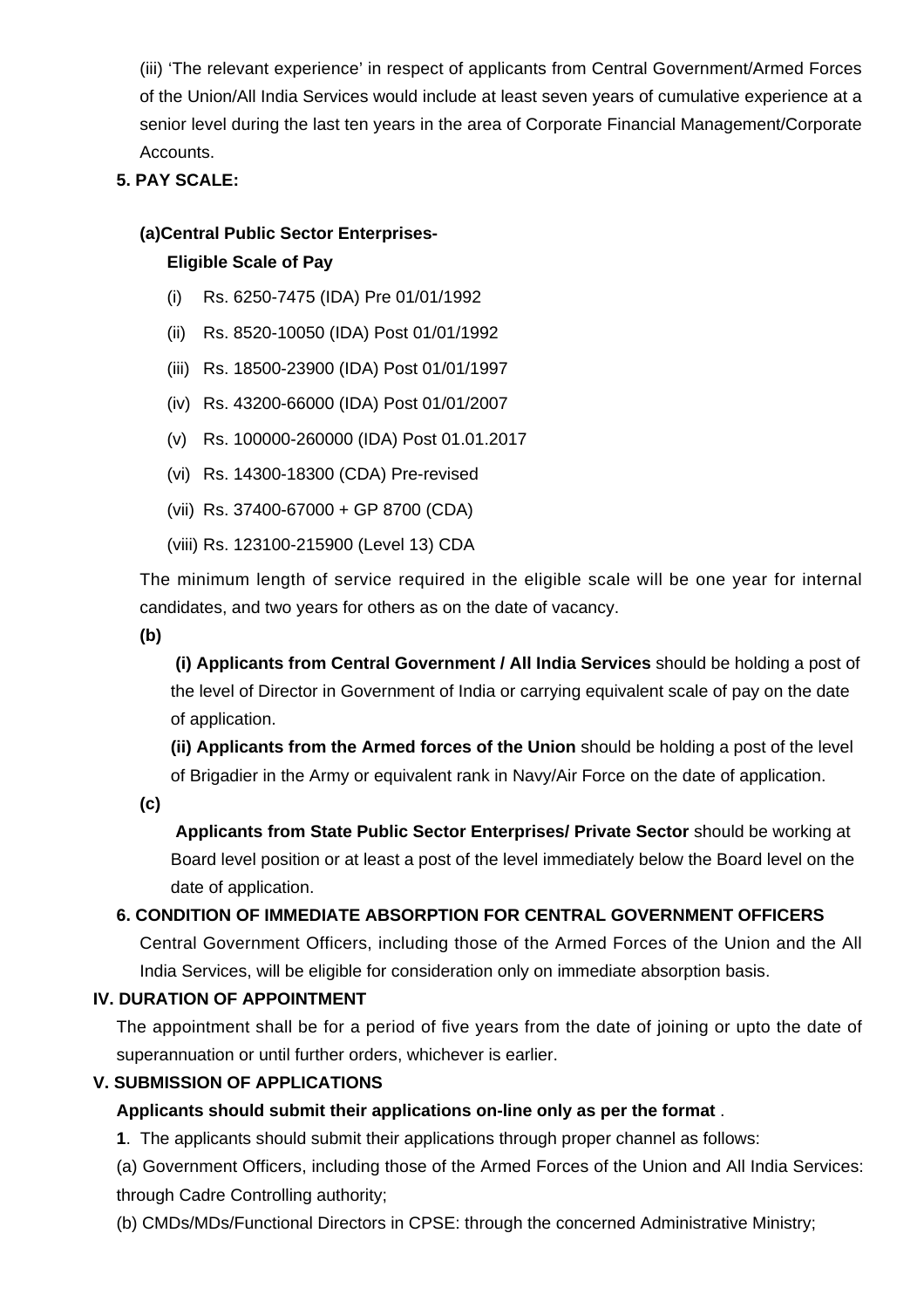(iii) 'The relevant experience' in respect of applicants from Central Government/Armed Forces of the Union/All India Services would include at least seven years of cumulative experience at a senior level during the last ten years in the area of Corporate Financial Management/Corporate Accounts.

**5. PAY SCALE:**

**(a)Central Public Sector Enterprises-**

**Eligible Scale of Pay**

(i) Rs. 6250-7475 (IDA) Pre 01/01/1992

(ii) Rs. 8520-10050 (IDA) Post 01/01/1992

(iii) Rs. 18500-23900 (IDA) Post 01/01/1997

(iv) Rs. 43200-66000 (IDA) Post 01/01/2007

(v) Rs. 100000-260000 (IDA) Post 01.01.2017

(vi) Rs. 14300-18300 (CDA) Pre-revised

(vii) Rs. 37400-67000 + GP 8700 (CDA)

(viii) Rs. 123100-215900 (Level 13) CDA

The minimum length of service required in the eligible scale will be one year for internal candidates, and two years for others as on the date of vacancy.

**(b)**

**(i) Applicants from Central Government / All India Services** should be holding a post of the level of Director in Government of India or carrying equivalent scale of pay on the date of application.

**(ii) Applicants from the Armed forces of the Union** should be holding a post of the level of Brigadier in the Army or equivalent rank in Navy/Air Force on the date of application.

**(c)**

**Applicants from State Public Sector Enterprises/ Private Sector** should be working at Board level position or at least a post of the level immediately below the Board level on the date of application.

**6. CONDITION OF IMMEDIATE ABSORPTION FOR CENTRAL GOVERNMENT OFFICERS**

Central Government Officers, including those of the Armed Forces of the Union and the All India Services, will be eligible for consideration only on immediate absorption basis.

**IV. DURATION OF APPOINTMENT**

The appointment shall be for a period of five years from the date of joining or upto the date of superannuation or until further orders, whichever is earlier.

**V. SUBMISSION OF APPLICATIONS**

**Applicants should submit their applications on-line only as per the format** .

**1**. The applicants should submit their applications through proper channel as follows:

(a) Government Officers, including those of the Armed Forces of the Union and All India Services: through Cadre Controlling authority;

(b) CMDs/MDs/Functional Directors in CPSE: through the concerned Administrative Ministry;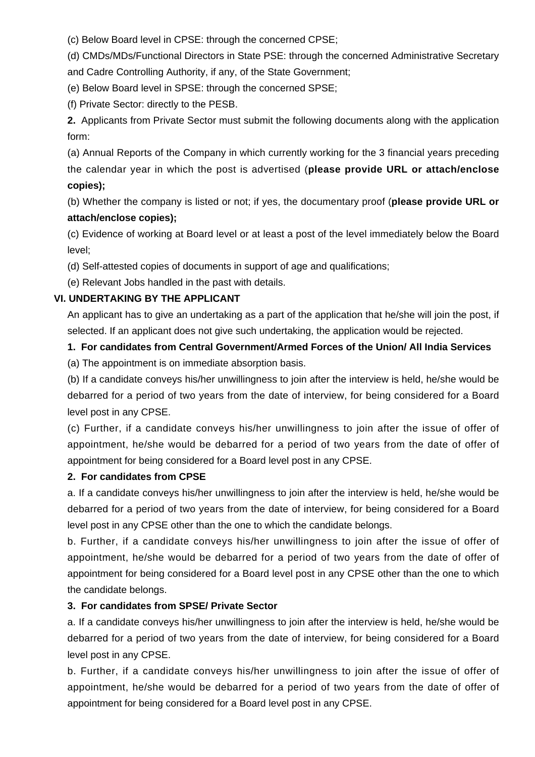(c) Below Board level in CPSE: through the concerned CPSE;

(d) CMDs/MDs/Functional Directors in State PSE: through the concerned Administrative Secretary and Cadre Controlling Authority, if any, of the State Government;

(e) Below Board level in SPSE: through the concerned SPSE;

(f) Private Sector: directly to the PESB.

**2.** Applicants from Private Sector must submit the following documents along with the application form:

(a) Annual Reports of the Company in which currently working for the 3 financial years preceding the calendar year in which the post is advertised (**please provide URL or attach/enclose copies);**

(b) Whether the company is listed or not; if yes, the documentary proof (**please provide URL or attach/enclose copies);**

(c) Evidence of working at Board level or at least a post of the level immediately below the Board level;

(d) Self-attested copies of documents in support of age and qualifications;

(e) Relevant Jobs handled in the past with details.

## VI. UNDERTAKING BY THE APPLICANT

An applicant has to give an undertaking as a part of the application that he/she will join the post, if selected. If an applicant does not give such undertaking, the application would be rejected.

### 1. For candidates from Central Government/Armed Forces of the Union/ All India Services

(a) The appointment is on immediate absorption basis.

(b) If a candidate conveys his/her unwillingness to join after the interview is held, he/she would be debarred for a period of two years from the date of interview, for being considered for a Board level post in any CPSE.

(c) Further, if a candidate conveys his/her unwillingness to join after the issue of offer of appointment, he/she would be debarred for a period of two years from the date of offer of appointment for being considered for a Board level post in any CPSE.

### 2. For candidates from CPSE

a. If a candidate conveys his/her unwillingness to join after the interview is held, he/she would be debarred for a period of two years from the date of interview, for being considered for a Board level post in any CPSE other than the one to which the candidate belongs.

b. Further, if a candidate conveys his/her unwillingness to join after the issue of offer of appointment, he/she would be debarred for a period of two years from the date of offer of appointment for being considered for a Board level post in any CPSE other than the one to which the candidate belongs.

### 3. For candidates from SPSE/ Private Sector

a. If a candidate conveys his/her unwillingness to join after the interview is held, he/she would be debarred for a period of two years from the date of interview, for being considered for a Board level post in any CPSE.

b. Further, if a candidate conveys his/her unwillingness to join after the issue of offer of appointment, he/she would be debarred for a period of two years from the date of offer of appointment for being considered for a Board level post in any CPSE.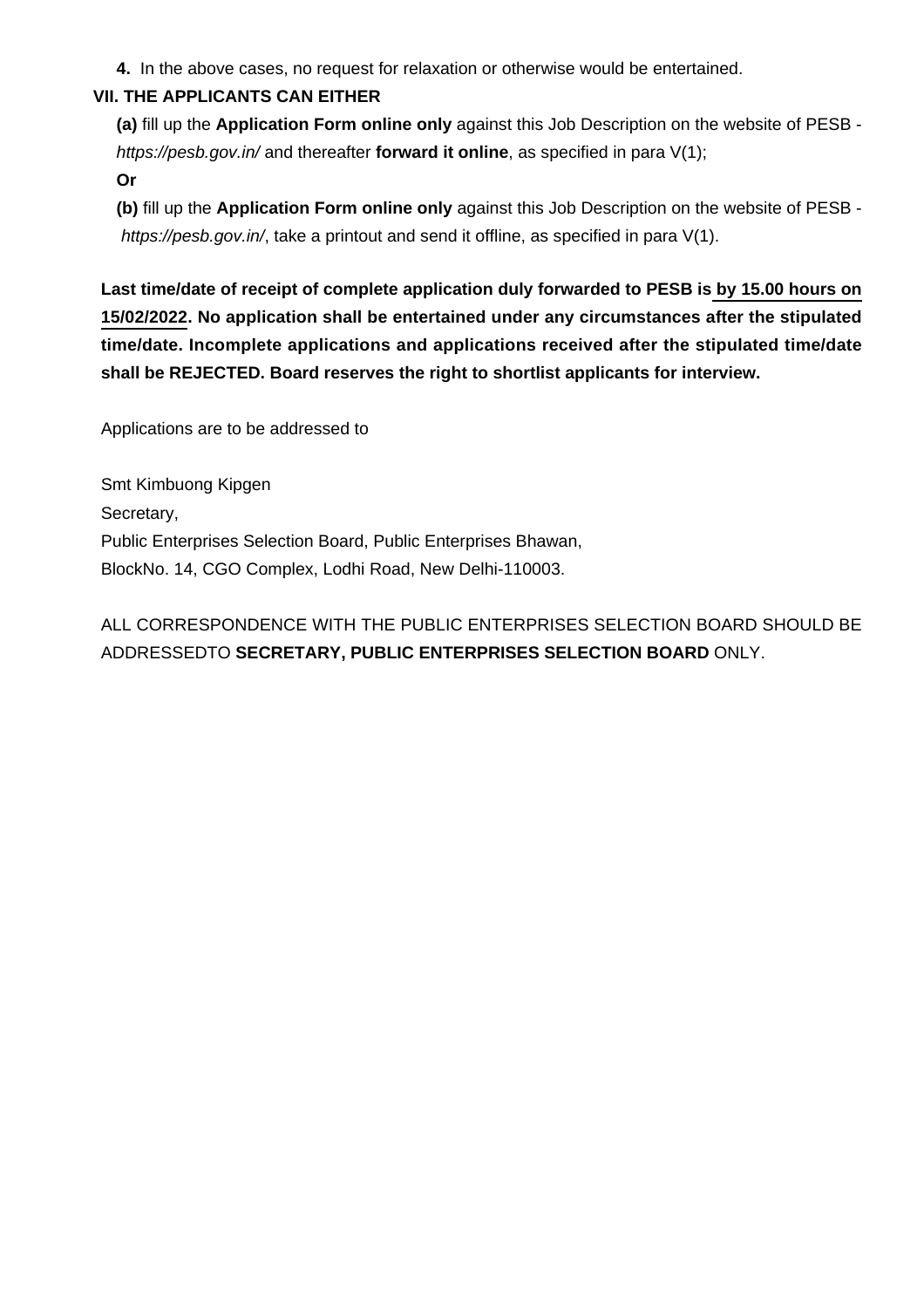**4.** In the above cases, no request for relaxation or otherwise would be entertained.

**VII. THE APPLICANTS CAN EITHER**

**(a)** fill up the **Application Form online only** against this Job Description on the website of PESB - *https://pesb.gov.in/* and thereafter **forward it online**, as specified in para V(1);

**Or**

**(b)** fill up the **Application Form online only** against this Job Description on the website of PESB - *https://pesb.gov.in/*, take a printout and send it offline, as specified in para V(1).

**Last time/date of receipt of complete application duly forwarded to PESB is by 15.00 hours on 15/02/2022. No application shall be entertained under any circumstances after the stipulated time/date. Incomplete applications and applications received after the stipulated time/date shall be REJECTED. Board reserves the right to shortlist applicants for interview.**

Applications are to be addressed to

Smt Kimbuong Kipgen
Secretary,
Public Enterprises Selection Board, Public Enterprises Bhawan,
BlockNo. 14, CGO Complex, Lodhi Road, New Delhi-110003.

ALL CORRESPONDENCE WITH THE PUBLIC ENTERPRISES SELECTION BOARD SHOULD BE ADDRESSEDTO **SECRETARY, PUBLIC ENTERPRISES SELECTION BOARD** ONLY.